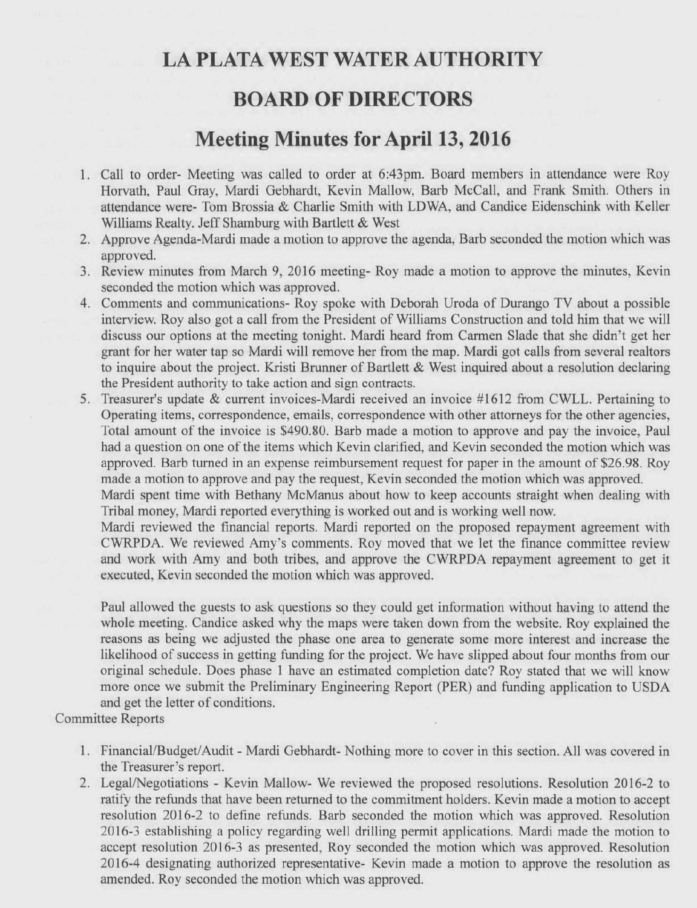# LA PLATA WEST WATER AUTHORITY

# BOARD OF DIRECTORS

## Meeting Minutes for April 13, 2016

1. Call to order- Meeting was called to order at 6:43pm. Board members in attendance were Roy Horvath, Paul Gray, Mardi Gebhardt, Kevin Mallow, Barb McCall, and Frank Smith. Others in attendance were- Tom Brossia & Charlie Smith with LDWA, and Candice Eidenschink with Keller Williams Realty. Jeff Shamburg with Bartlett & West
2. Approve Agenda-Mardi made a motion to approve the agenda, Barb seconded the motion which was approved.
3. Review minutes from March 9, 2016 meeting- Roy made a motion to approve the minutes, Kevin seconded the motion which was approved.
4. Comments and communications- Roy spoke with Deborah Uroda of Durango TV about a possible interview. Roy also got a call from the President of Williams Construction and told him that we will discuss our options at the meeting tonight. Mardi heard from Carmen Slade that she didn't get her grant for her water tap so Mardi will remove her from the map. Mardi got calls from several realtors to inquire about the project. Kristi Brunner of Bartlett & West inquired about a resolution declaring the President authority to take action and sign contracts.
5. Treasurer's update & current invoices-Mardi received an invoice #1612 from CWLL. Pertaining to Operating items, correspondence, emails, correspondence with other attorneys for the other agencies, Total amount of the invoice is $490.80. Barb made a motion to approve and pay the invoice, Paul had a question on one of the items which Kevin clarified, and Kevin seconded the motion which was approved. Barb turned in an expense reimbursement request for paper in the amount of $26.98. Roy made a motion to approve and pay the request, Kevin seconded the motion which was approved.

   Mardi spent time with Bethany McManus about how to keep accounts straight when dealing with Tribal money, Mardi reported everything is worked out and is working well now.

   Mardi reviewed the financial reports. Mardi reported on the proposed repayment agreement with CWRPDA. We reviewed Amy's comments. Roy moved that we let the finance committee review and work with Amy and both tribes, and approve the CWRPDA repayment agreement to get it executed, Kevin seconded the motion which was approved.

   Paul allowed the guests to ask questions so they could get information without having to attend the whole meeting. Candice asked why the maps were taken down from the website. Roy explained the reasons as being we adjusted the phase one area to generate some more interest and increase the likelihood of success in getting funding for the project. We have slipped about four months from our original schedule. Does phase 1 have an estimated completion date? Roy stated that we will know more once we submit the Preliminary Engineering Report (PER) and funding application to USDA and get the letter of conditions.

Committee Reports

1. Financial/Budget/Audit - Mardi Gebhardt- Nothing more to cover in this section. All was covered in the Treasurer's report.
2. Legal/Negotiations - Kevin Mallow- We reviewed the proposed resolutions. Resolution 2016-2 to ratify the refunds that have been returned to the commitment holders. Kevin made a motion to accept resolution 2016-2 to define refunds. Barb seconded the motion which was approved. Resolution 2016-3 establishing a policy regarding well drilling permit applications. Mardi made the motion to accept resolution 2016-3 as presented, Roy seconded the motion which was approved. Resolution 2016-4 designating authorized representative- Kevin made a motion to approve the resolution as amended. Roy seconded the motion which was approved.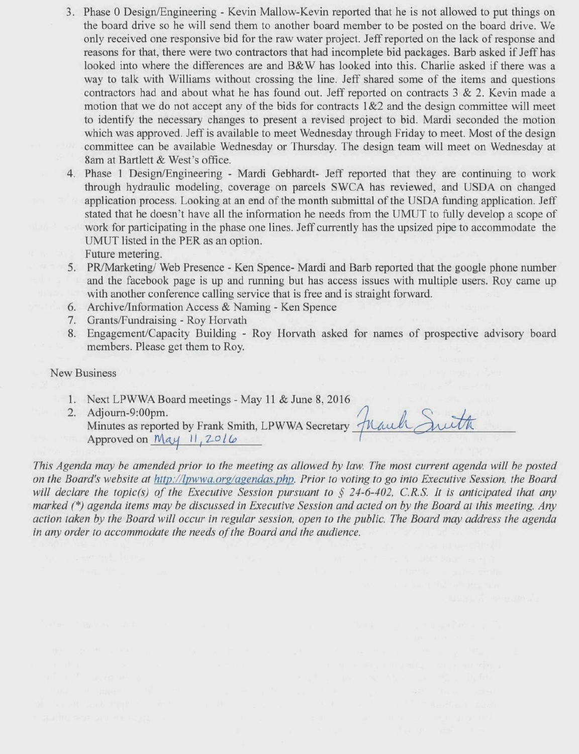3. Phase 0 Design/Engineering - Kevin Mallow-Kevin reported that he is not allowed to put things on the board drive so he will send them to another board member to be posted on the board drive. We only received one responsive bid for the raw water project. Jeff reported on the lack of response and reasons for that, there were two contractors that had incomplete bid packages. Barb asked if Jeff has looked into where the differences are and B&W has looked into this. Charlie asked if there was a way to talk with Williams without crossing the line. Jeff shared some of the items and questions contractors had and about what he has found out. Jeff reported on contracts 3 & 2. Kevin made a motion that we do not accept any of the bids for contracts 1&2 and the design committee will meet to identify the necessary changes to present a revised project to bid. Mardi seconded the motion which was approved. Jeff is available to meet Wednesday through Friday to meet. Most of the design committee can be available Wednesday or Thursday. The design team will meet on Wednesday at 8am at Bartlett & West's office.
4. Phase 1 Design/Engineering - Mardi Gebhardt- Jeff reported that they are continuing to work through hydraulic modeling, coverage on parcels SWCA has reviewed, and USDA on changed application process. Looking at an end of the month submittal of the USDA funding application. Jeff stated that he doesn't have all the information he needs from the UMUT to fully develop a scope of work for participating in the phase one lines. Jeff currently has the upsized pipe to accommodate the UMUT listed in the PER as an option.
   Future metering.
5. PR/Marketing/ Web Presence - Ken Spence- Mardi and Barb reported that the google phone number and the facebook page is up and running but has access issues with multiple users. Roy came up with another conference calling service that is free and is straight forward.
6. Archive/Information Access & Naming - Ken Spence
7. Grants/Fundraising - Roy Horvath
8. Engagement/Capacity Building - Roy Horvath asked for names of prospective advisory board members. Please get them to Roy.

New Business

1. Next LPWWA Board meetings - May 11 & June 8, 2016
2. Adjourn-9:00pm.
   Minutes as reported by Frank Smith, LPWWA Secretary Frank Smith
   Approved on May 11, 2016

*This Agenda may be amended prior to the meeting as allowed by law. The most current agenda will be posted on the Board's website at http://lpwwa.org/agendas.php. Prior to voting to go into Executive Session, the Board will declare the topic(s) of the Executive Session pursuant to § 24-6-402, C.R.S. It is anticipated that any marked (*) agenda items may be discussed in Executive Session and acted on by the Board at this meeting. Any action taken by the Board will occur in regular session, open to the public. The Board may address the agenda in any order to accommodate the needs of the Board and the audience.*